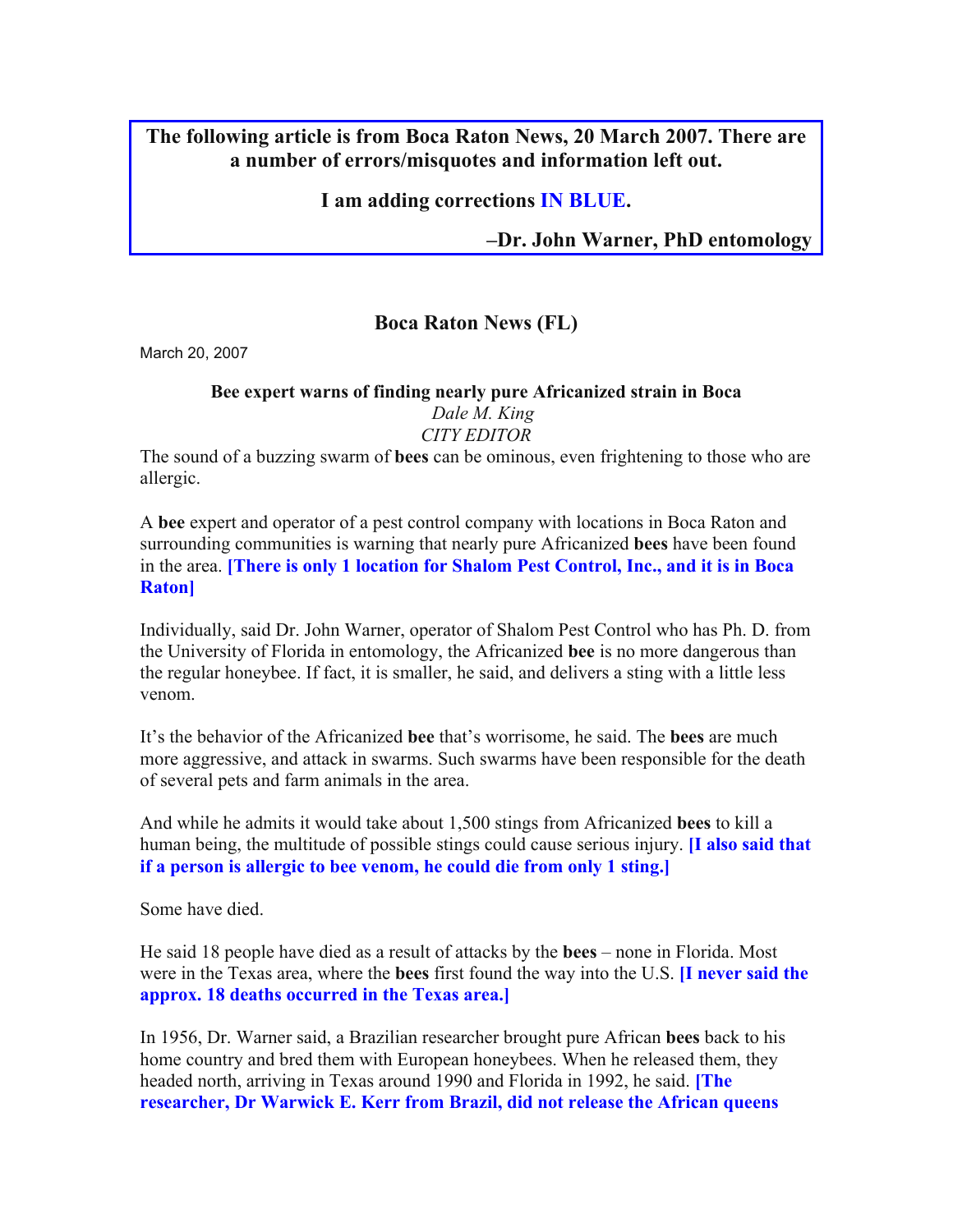**The following article is from Boca Raton News, 20 March 2007. There are a number of errors/misquotes and information left out.**

**I am adding corrections IN BLUE.**

**–Dr. John Warner, PhD entomology**

## Boca Raton News (FL)

March 20, 2007

### Bee expert warns of finding nearly pure Africanized strain in Boca

*Dale M. King*
*CITY EDITOR*

The sound of a buzzing swarm of **bees** can be ominous, even frightening to those who are allergic.

A **bee** expert and operator of a pest control company with locations in Boca Raton and surrounding communities is warning that nearly pure Africanized **bees** have been found in the area. **[There is only 1 location for Shalom Pest Control, Inc., and it is in Boca Raton]**

Individually, said Dr. John Warner, operator of Shalom Pest Control who has Ph. D. from the University of Florida in entomology, the Africanized **bee** is no more dangerous than the regular honeybee. If fact, it is smaller, he said, and delivers a sting with a little less venom.

It's the behavior of the Africanized **bee** that's worrisome, he said. The **bees** are much more aggressive, and attack in swarms. Such swarms have been responsible for the death of several pets and farm animals in the area.

And while he admits it would take about 1,500 stings from Africanized **bees** to kill a human being, the multitude of possible stings could cause serious injury. **[I also said that if a person is allergic to bee venom, he could die from only 1 sting.]**

Some have died.

He said 18 people have died as a result of attacks by the **bees** – none in Florida. Most were in the Texas area, where the **bees** first found the way into the U.S. **[I never said the approx. 18 deaths occurred in the Texas area.]**

In 1956, Dr. Warner said, a Brazilian researcher brought pure African **bees** back to his home country and bred them with European honeybees. When he released them, they headed north, arriving in Texas around 1990 and Florida in 1992, he said. **[The researcher, Dr Warwick E. Kerr from Brazil, did not release the African queens**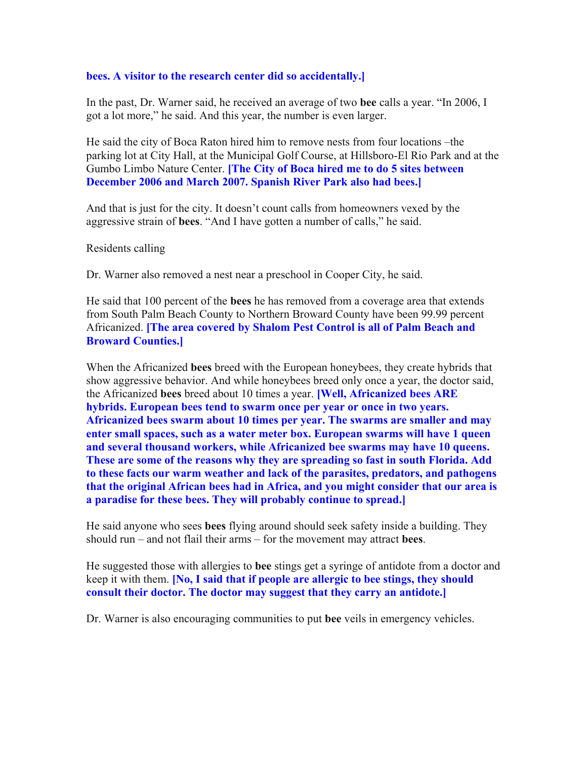**bees. A visitor to the research center did so accidentally.]**

In the past, Dr. Warner said, he received an average of two **bee** calls a year. "In 2006, I got a lot more," he said. And this year, the number is even larger.

He said the city of Boca Raton hired him to remove nests from four locations –the parking lot at City Hall, at the Municipal Golf Course, at Hillsboro-El Rio Park and at the Gumbo Limbo Nature Center. **[The City of Boca hired me to do 5 sites between December 2006 and March 2007. Spanish River Park also had bees.]**

And that is just for the city. It doesn't count calls from homeowners vexed by the aggressive strain of **bees**. "And I have gotten a number of calls," he said.

Residents calling

Dr. Warner also removed a nest near a preschool in Cooper City, he said.

He said that 100 percent of the **bees** he has removed from a coverage area that extends from South Palm Beach County to Northern Broward County have been 99.99 percent Africanized. **[The area covered by Shalom Pest Control is all of Palm Beach and Broward Counties.]**

When the Africanized **bees** breed with the European honeybees, they create hybrids that show aggressive behavior. And while honeybees breed only once a year, the doctor said, the Africanized **bees** breed about 10 times a year. **[Well, Africanized bees ARE hybrids. European bees tend to swarm once per year or once in two years. Africanized bees swarm about 10 times per year. The swarms are smaller and may enter small spaces, such as a water meter box. European swarms will have 1 queen and several thousand workers, while Africanized bee swarms may have 10 queens. These are some of the reasons why they are spreading so fast in south Florida. Add to these facts our warm weather and lack of the parasites, predators, and pathogens that the original African bees had in Africa, and you might consider that our area is a paradise for these bees. They will probably continue to spread.]**

He said anyone who sees **bees** flying around should seek safety inside a building. They should run – and not flail their arms – for the movement may attract **bees**.

He suggested those with allergies to **bee** stings get a syringe of antidote from a doctor and keep it with them. **[No, I said that if people are allergic to bee stings, they should consult their doctor. The doctor may suggest that they carry an antidote.]**

Dr. Warner is also encouraging communities to put **bee** veils in emergency vehicles.